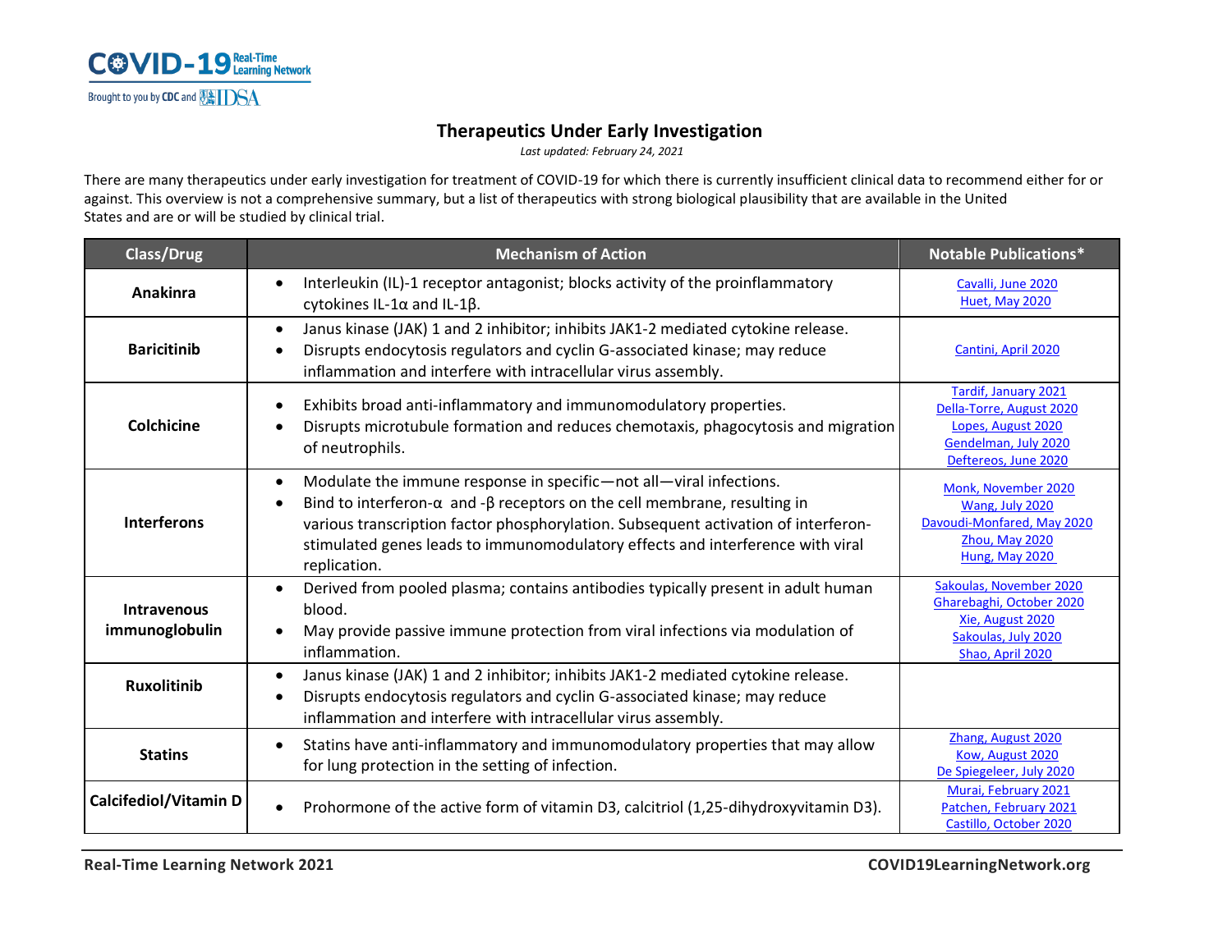COVID-19 Real-Time Learning Network

Brought to you by CDC and IDSA

# Therapeutics Under Early Investigation

*Last updated: February 24, 2021*

There are many therapeutics under early investigation for treatment of COVID-19 for which there is currently insufficient clinical data to recommend either for or against. This overview is not a comprehensive summary, but a list of therapeutics with strong biological plausibility that are available in the United States and are or will be studied by clinical trial.

| Class/Drug | Mechanism of Action | Notable Publications* |
|---|---|---|
| **Anakinra** | • Interleukin (IL)-1 receptor antagonist; blocks activity of the proinflammatory cytokines IL-1α and IL-1β. | Cavalli, June 2020<br>Huet, May 2020 |
| **Baricitinib** | • Janus kinase (JAK) 1 and 2 inhibitor; inhibits JAK1-2 mediated cytokine release.<br>• Disrupts endocytosis regulators and cyclin G-associated kinase; may reduce inflammation and interfere with intracellular virus assembly. | Cantini, April 2020 |
| **Colchicine** | • Exhibits broad anti-inflammatory and immunomodulatory properties.<br>• Disrupts microtubule formation and reduces chemotaxis, phagocytosis and migration of neutrophils. | Tardif, January 2021<br>Della-Torre, August 2020<br>Lopes, August 2020<br>Gendelman, July 2020<br>Deftereos, June 2020 |
| **Interferons** | • Modulate the immune response in specific—not all—viral infections.<br>• Bind to interferon-α and -β receptors on the cell membrane, resulting in various transcription factor phosphorylation. Subsequent activation of interferon-stimulated genes leads to immunomodulatory effects and interference with viral replication. | Monk, November 2020<br>Wang, July 2020<br>Davoudi-Monfared, May 2020<br>Zhou, May 2020<br>Hung, May 2020 |
| **Intravenous immunoglobulin** | • Derived from pooled plasma; contains antibodies typically present in adult human blood.<br>• May provide passive immune protection from viral infections via modulation of inflammation. | Sakoulas, November 2020<br>Gharebaghi, October 2020<br>Xie, August 2020<br>Sakoulas, July 2020<br>Shao, April 2020 |
| **Ruxolitinib** | • Janus kinase (JAK) 1 and 2 inhibitor; inhibits JAK1-2 mediated cytokine release.<br>• Disrupts endocytosis regulators and cyclin G-associated kinase; may reduce inflammation and interfere with intracellular virus assembly. | |
| **Statins** | • Statins have anti-inflammatory and immunomodulatory properties that may allow for lung protection in the setting of infection. | Zhang, August 2020<br>Kow, August 2020<br>De Spiegeleer, July 2020 |
| **Calcifediol/Vitamin D** | • Prohormone of the active form of vitamin D3, calcitriol (1,25-dihydroxyvitamin D3). | Murai, February 2021<br>Patchen, February 2021<br>Castillo, October 2020 |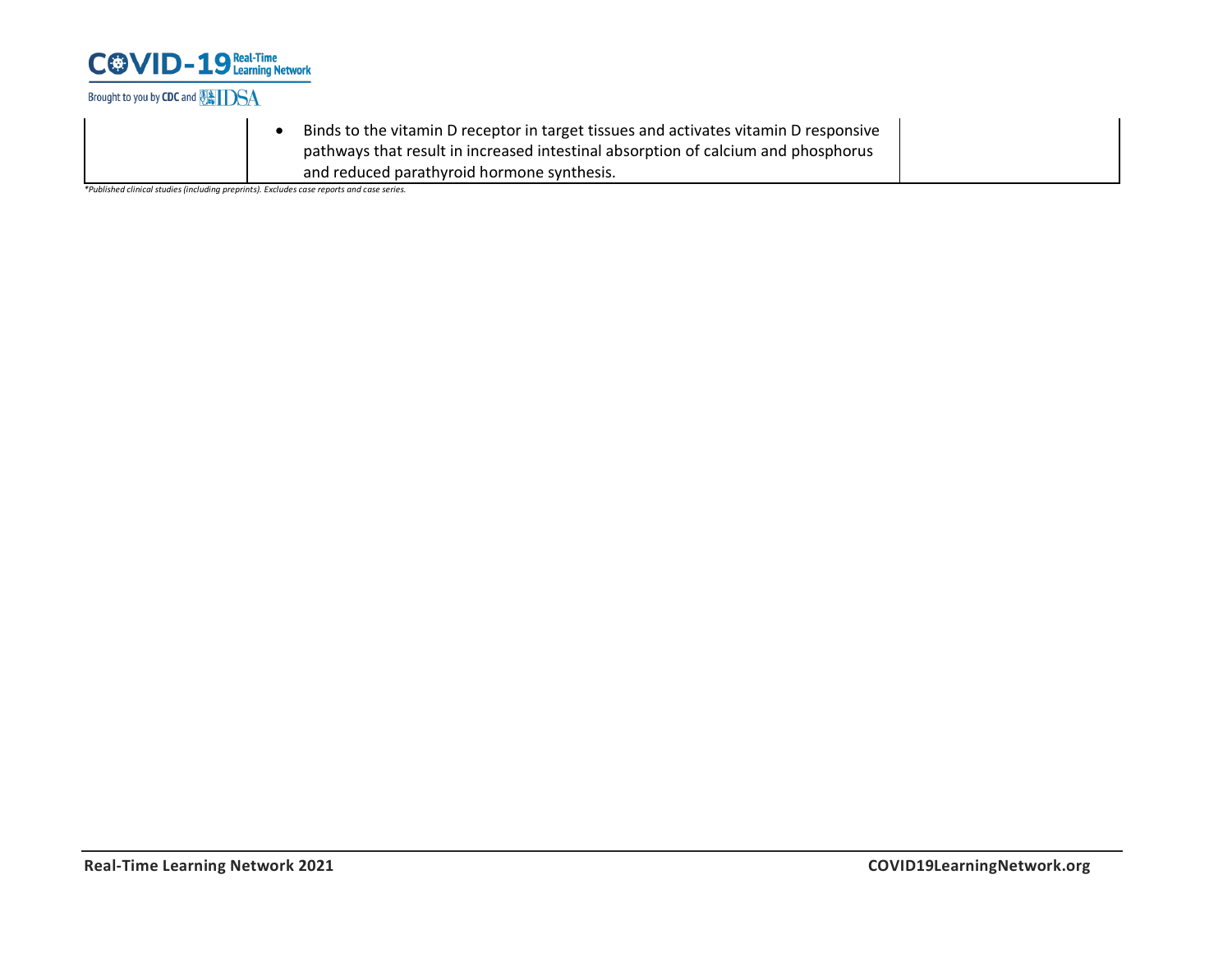| | | |
|---|---|---|
| | • Binds to the vitamin D receptor in target tissues and activates vitamin D responsive pathways that result in increased intestinal absorption of calcium and phosphorus and reduced parathyroid hormone synthesis. | |

*\*Published clinical studies (including preprints). Excludes case reports and case series.*